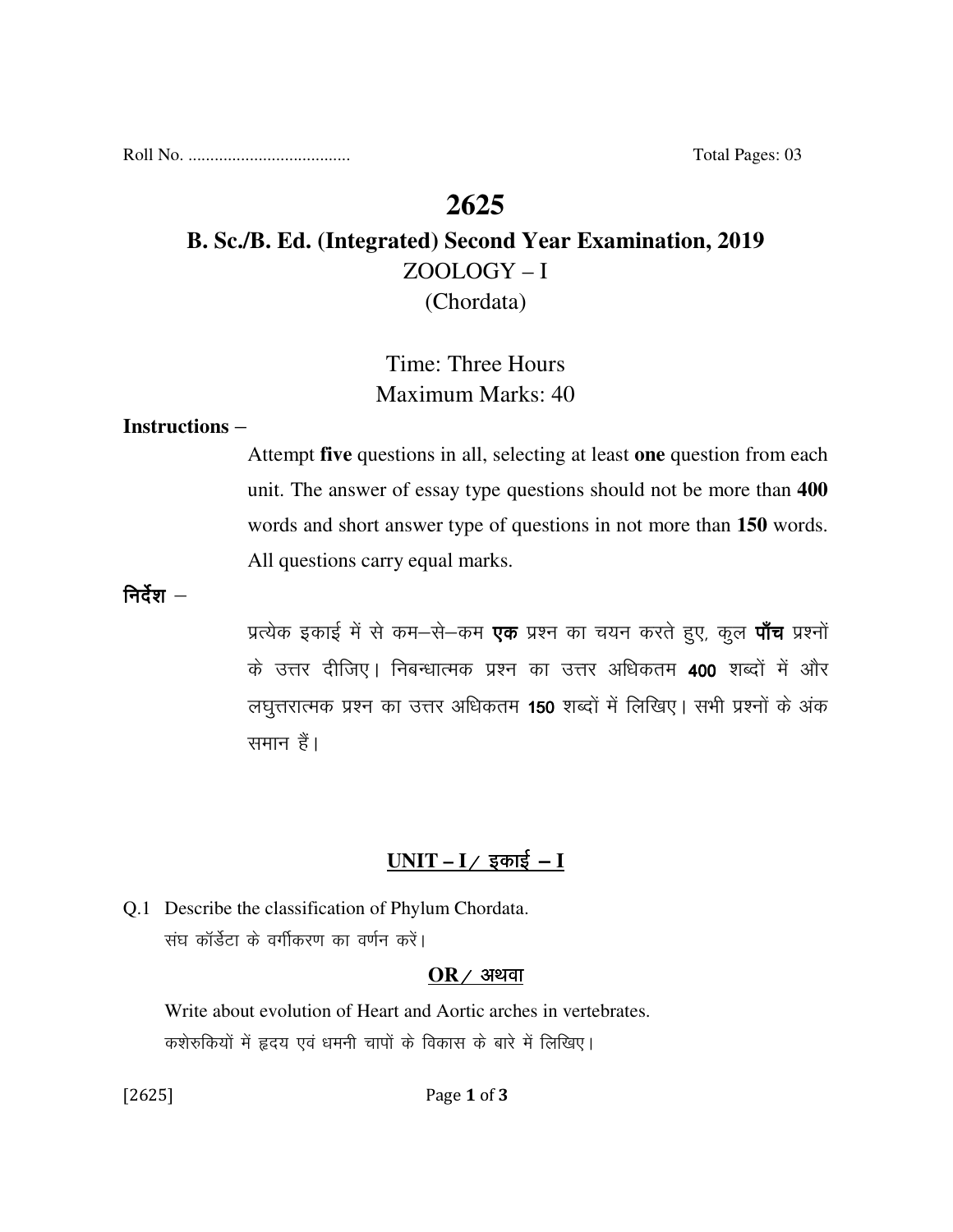Roll No. .................................... Total Pages: 03

# 2625

## B. Sc./B. Ed. (Integrated) Second Year Examination, 2019

ZOOLOGY – I

(Chordata)

Time: Three Hours

Maximum Marks: 40

**Instructions –**

Attempt **five** questions in all, selecting at least **one** question from each unit. The answer of essay type questions should not be more than **400** words and short answer type of questions in not more than **150** words. All questions carry equal marks.

**निर्देश –**

प्रत्येक इकाई में से कम–से–कम **एक** प्रश्न का चयन करते हुए, कुल **पाँच** प्रश्नों के उत्तर दीजिए। निबन्धात्मक प्रश्न का उत्तर अधिकतम **400** शब्दों में और लघुत्तरात्मक प्रश्न का उत्तर अधिकतम **150** शब्दों में लिखिए। सभी प्रश्नों के अंक समान हैं।

### UNIT – I / इकाई – I

Q.1 Describe the classification of Phylum Chordata.

संघ कॉर्डेटा के वर्गीकरण का वर्णन करें।

**OR / अथवा**

Write about evolution of Heart and Aortic arches in vertebrates.

कशेरुकियों में हृदय एवं धमनी चापों के विकास के बारे में लिखिए।

[2625]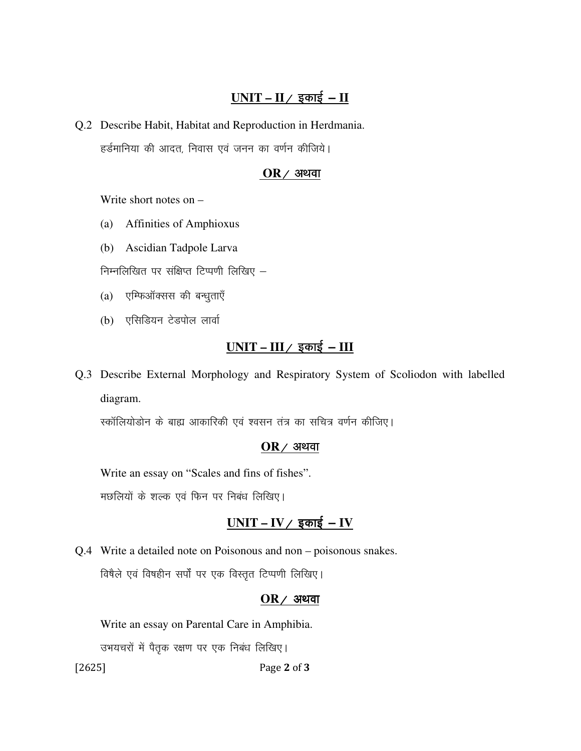## **UNIT – II / इकाई – II**

Q.2 Describe Habit, Habitat and Reproduction in Herdmania.

हर्डमानिया की आदत, निवास एवं जनन का वर्णन कीजिये।

**OR / अथवा**

Write short notes on –

(a) Affinities of Amphioxus

(b) Ascidian Tadpole Larva

निम्नलिखित पर संक्षिप्त टिप्पणी लिखिए –

(a) एम्फिऑक्सस की बन्धुताएँ

(b) एसिडियन टेडपोल लार्वा

## **UNIT – III / इकाई – III**

Q.3 Describe External Morphology and Respiratory System of Scoliodon with labelled diagram.

स्कॉलियोडोन के बाह्य आकारिकी एवं श्वसन तंत्र का सचित्र वर्णन कीजिए।

**OR / अथवा**

Write an essay on "Scales and fins of fishes".

मछलियों के शल्क एवं फिन पर निबंध लिखिए।

## **UNIT – IV / इकाई – IV**

Q.4 Write a detailed note on Poisonous and non – poisonous snakes.

विषैले एवं विषहीन सर्पों पर एक विस्तृत टिप्पणी लिखिए।

**OR / अथवा**

Write an essay on Parental Care in Amphibia.

उभयचरों में पैतृक रक्षण पर एक निबंध लिखिए।

[2625]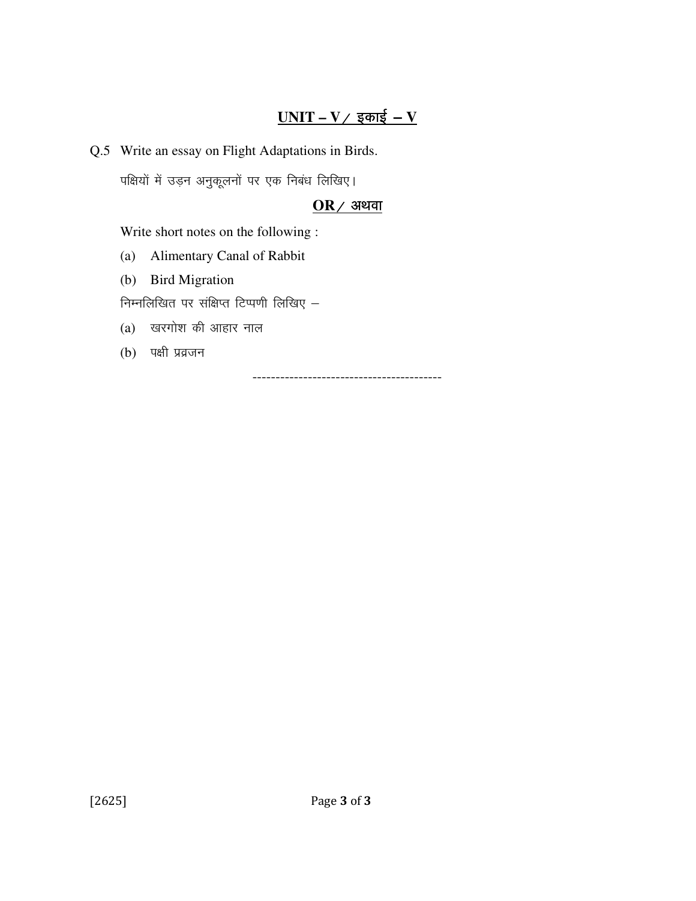## UNIT – V / इकाई – V

Q.5 Write an essay on Flight Adaptations in Birds.

पक्षियों में उड़न अनुकूलनों पर एक निबंध लिखिए।

**OR / अथवा**

Write short notes on the following :

(a) Alimentary Canal of Rabbit

(b) Bird Migration

निम्नलिखित पर संक्षिप्त टिप्पणी लिखिए –

(a) खरगोश की आहार नाल

(b) पक्षी प्रव्रजन

-----------------------------------------